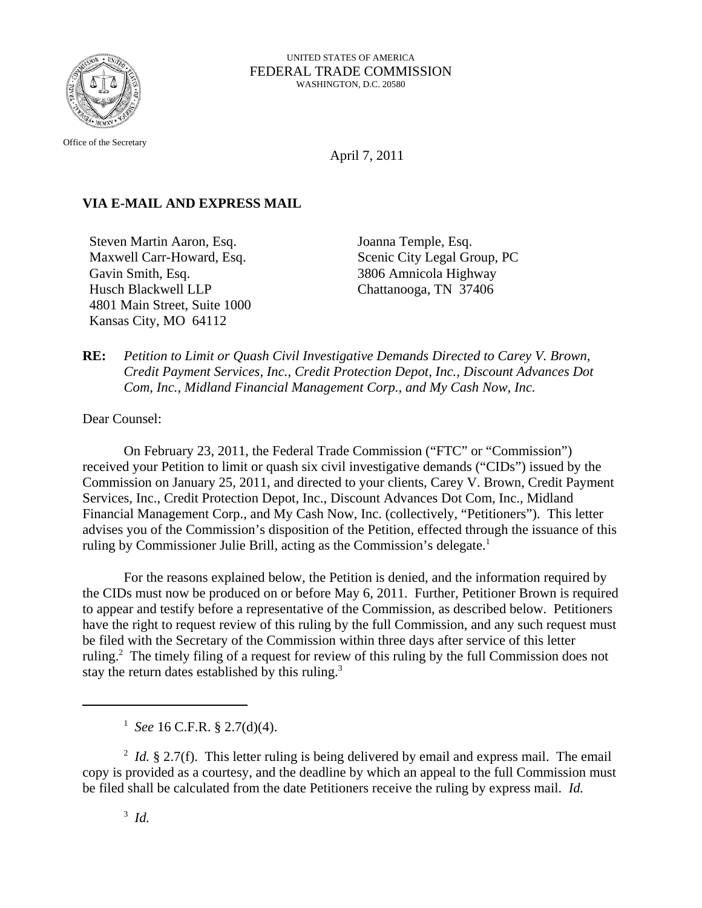UNITED STATES OF AMERICA
FEDERAL TRADE COMMISSION
WASHINGTON, D.C. 20580

Office of the Secretary

April 7, 2011

**VIA E-MAIL AND EXPRESS MAIL**

Steven Martin Aaron, Esq.
Maxwell Carr-Howard, Esq.
Gavin Smith, Esq.
Husch Blackwell LLP
4801 Main Street, Suite 1000
Kansas City, MO 64112

Joanna Temple, Esq.
Scenic City Legal Group, PC
3806 Amnicola Highway
Chattanooga, TN 37406

**RE:** *Petition to Limit or Quash Civil Investigative Demands Directed to Carey V. Brown, Credit Payment Services, Inc., Credit Protection Depot, Inc., Discount Advances Dot Com, Inc., Midland Financial Management Corp., and My Cash Now, Inc.*

Dear Counsel:

On February 23, 2011, the Federal Trade Commission ("FTC" or "Commission") received your Petition to limit or quash six civil investigative demands ("CIDs") issued by the Commission on January 25, 2011, and directed to your clients, Carey V. Brown, Credit Payment Services, Inc., Credit Protection Depot, Inc., Discount Advances Dot Com, Inc., Midland Financial Management Corp., and My Cash Now, Inc. (collectively, "Petitioners"). This letter advises you of the Commission's disposition of the Petition, effected through the issuance of this ruling by Commissioner Julie Brill, acting as the Commission's delegate.[1]

For the reasons explained below, the Petition is denied, and the information required by the CIDs must now be produced on or before May 6, 2011. Further, Petitioner Brown is required to appear and testify before a representative of the Commission, as described below. Petitioners have the right to request review of this ruling by the full Commission, and any such request must be filed with the Secretary of the Commission within three days after service of this letter ruling.[2] The timely filing of a request for review of this ruling by the full Commission does not stay the return dates established by this ruling.[3]

---

[1] *See* 16 C.F.R. § 2.7(d)(4).

[2] *Id.* § 2.7(f). This letter ruling is being delivered by email and express mail. The email copy is provided as a courtesy, and the deadline by which an appeal to the full Commission must be filed shall be calculated from the date Petitioners receive the ruling by express mail. *Id.*

[3] *Id.*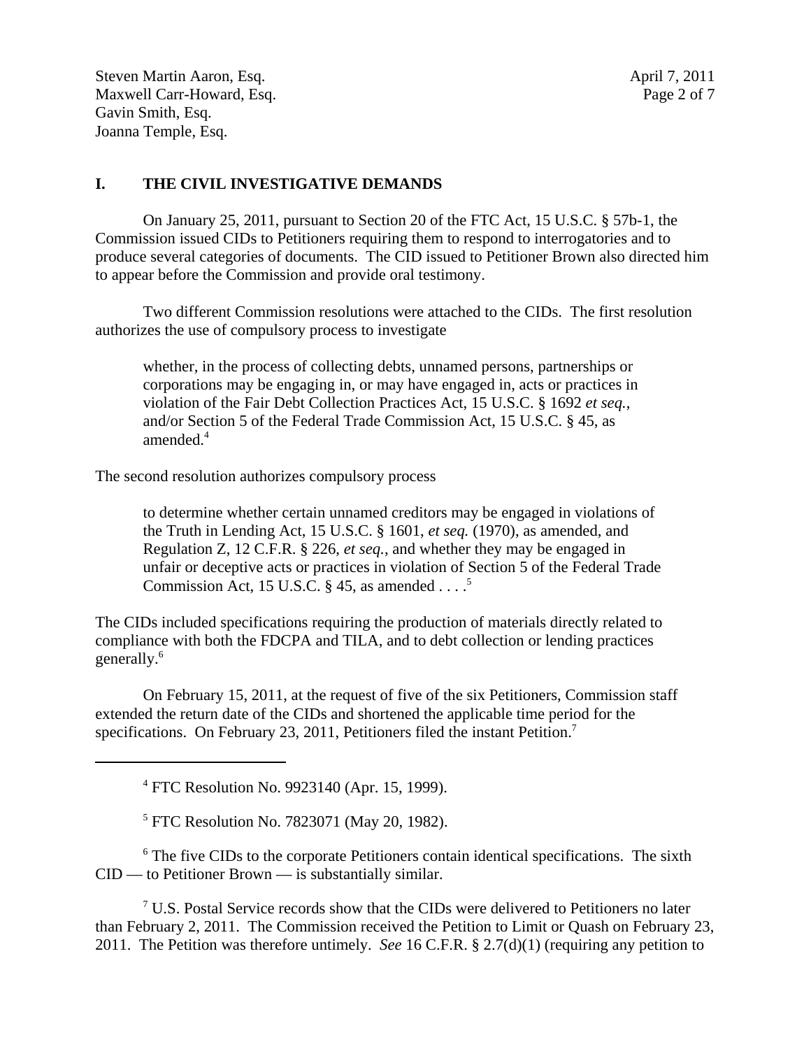## I. THE CIVIL INVESTIGATIVE DEMANDS

On January 25, 2011, pursuant to Section 20 of the FTC Act, 15 U.S.C. § 57b-1, the Commission issued CIDs to Petitioners requiring them to respond to interrogatories and to produce several categories of documents. The CID issued to Petitioner Brown also directed him to appear before the Commission and provide oral testimony.

Two different Commission resolutions were attached to the CIDs. The first resolution authorizes the use of compulsory process to investigate

> whether, in the process of collecting debts, unnamed persons, partnerships or corporations may be engaging in, or may have engaged in, acts or practices in violation of the Fair Debt Collection Practices Act, 15 U.S.C. § 1692 *et seq.*, and/or Section 5 of the Federal Trade Commission Act, 15 U.S.C. § 45, as amended.[4]

The second resolution authorizes compulsory process

> to determine whether certain unnamed creditors may be engaged in violations of the Truth in Lending Act, 15 U.S.C. § 1601, *et seq.* (1970), as amended, and Regulation Z, 12 C.F.R. § 226, *et seq.*, and whether they may be engaged in unfair or deceptive acts or practices in violation of Section 5 of the Federal Trade Commission Act, 15 U.S.C. § 45, as amended . . . .[5]

The CIDs included specifications requiring the production of materials directly related to compliance with both the FDCPA and TILA, and to debt collection or lending practices generally.[6]

On February 15, 2011, at the request of five of the six Petitioners, Commission staff extended the return date of the CIDs and shortened the applicable time period for the specifications. On February 23, 2011, Petitioners filed the instant Petition.[7]

---

[4] FTC Resolution No. 9923140 (Apr. 15, 1999).

[5] FTC Resolution No. 7823071 (May 20, 1982).

[6] The five CIDs to the corporate Petitioners contain identical specifications. The sixth CID — to Petitioner Brown — is substantially similar.

[7] U.S. Postal Service records show that the CIDs were delivered to Petitioners no later than February 2, 2011. The Commission received the Petition to Limit or Quash on February 23, 2011. The Petition was therefore untimely. *See* 16 C.F.R. § 2.7(d)(1) (requiring any petition to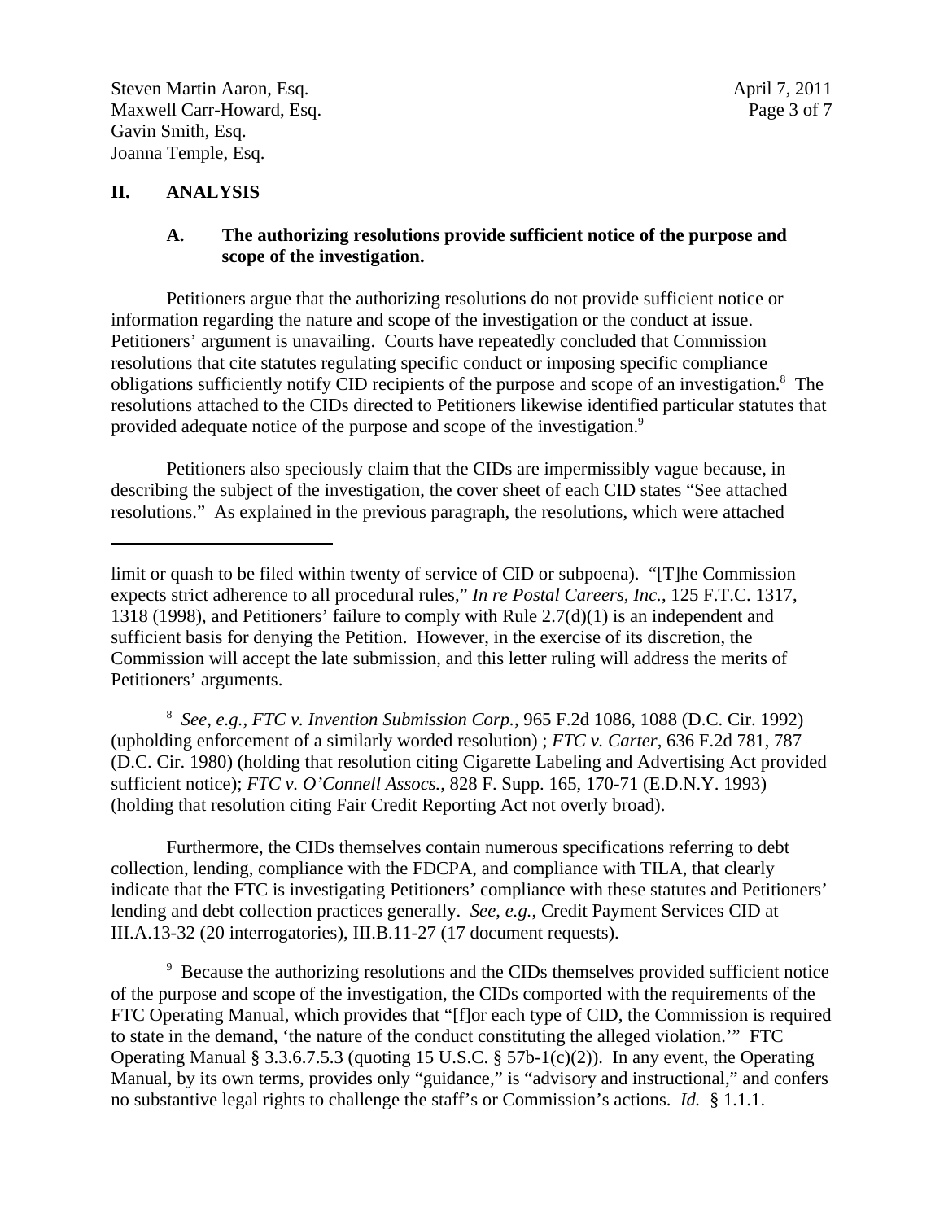## II. ANALYSIS

### A. The authorizing resolutions provide sufficient notice of the purpose and scope of the investigation.

Petitioners argue that the authorizing resolutions do not provide sufficient notice or information regarding the nature and scope of the investigation or the conduct at issue. Petitioners' argument is unavailing. Courts have repeatedly concluded that Commission resolutions that cite statutes regulating specific conduct or imposing specific compliance obligations sufficiently notify CID recipients of the purpose and scope of an investigation.[8] The resolutions attached to the CIDs directed to Petitioners likewise identified particular statutes that provided adequate notice of the purpose and scope of the investigation.[9]

Petitioners also speciously claim that the CIDs are impermissibly vague because, in describing the subject of the investigation, the cover sheet of each CID states "See attached resolutions." As explained in the previous paragraph, the resolutions, which were attached

---

limit or quash to be filed within twenty of service of CID or subpoena). "[T]he Commission expects strict adherence to all procedural rules," *In re Postal Careers, Inc.*, 125 F.T.C. 1317, 1318 (1998), and Petitioners' failure to comply with Rule 2.7(d)(1) is an independent and sufficient basis for denying the Petition. However, in the exercise of its discretion, the Commission will accept the late submission, and this letter ruling will address the merits of Petitioners' arguments.

[8] *See, e.g.*, *FTC v. Invention Submission Corp.*, 965 F.2d 1086, 1088 (D.C. Cir. 1992) (upholding enforcement of a similarly worded resolution) ; *FTC v. Carter*, 636 F.2d 781, 787 (D.C. Cir. 1980) (holding that resolution citing Cigarette Labeling and Advertising Act provided sufficient notice); *FTC v. O'Connell Assocs.*, 828 F. Supp. 165, 170-71 (E.D.N.Y. 1993) (holding that resolution citing Fair Credit Reporting Act not overly broad).

Furthermore, the CIDs themselves contain numerous specifications referring to debt collection, lending, compliance with the FDCPA, and compliance with TILA, that clearly indicate that the FTC is investigating Petitioners' compliance with these statutes and Petitioners' lending and debt collection practices generally. *See, e.g.*, Credit Payment Services CID at III.A.13-32 (20 interrogatories), III.B.11-27 (17 document requests).

[9] Because the authorizing resolutions and the CIDs themselves provided sufficient notice of the purpose and scope of the investigation, the CIDs comported with the requirements of the FTC Operating Manual, which provides that "[f]or each type of CID, the Commission is required to state in the demand, 'the nature of the conduct constituting the alleged violation.'" FTC Operating Manual § 3.3.6.7.5.3 (quoting 15 U.S.C. § 57b-1(c)(2)). In any event, the Operating Manual, by its own terms, provides only "guidance," is "advisory and instructional," and confers no substantive legal rights to challenge the staff's or Commission's actions. *Id.* § 1.1.1.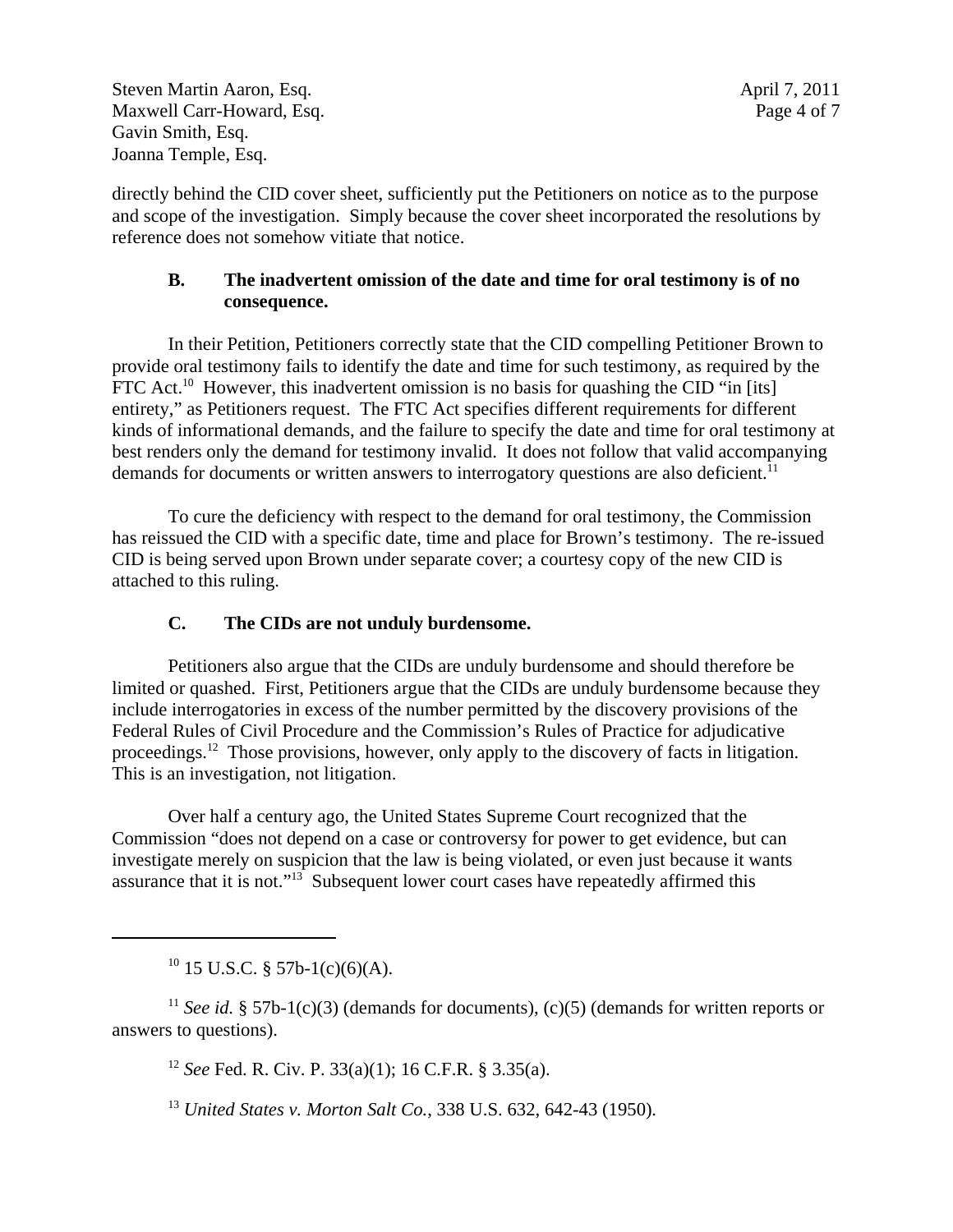directly behind the CID cover sheet, sufficiently put the Petitioners on notice as to the purpose and scope of the investigation. Simply because the cover sheet incorporated the resolutions by reference does not somehow vitiate that notice.

### B. The inadvertent omission of the date and time for oral testimony is of no consequence.

In their Petition, Petitioners correctly state that the CID compelling Petitioner Brown to provide oral testimony fails to identify the date and time for such testimony, as required by the FTC Act.[10] However, this inadvertent omission is no basis for quashing the CID "in [its] entirety," as Petitioners request. The FTC Act specifies different requirements for different kinds of informational demands, and the failure to specify the date and time for oral testimony at best renders only the demand for testimony invalid. It does not follow that valid accompanying demands for documents or written answers to interrogatory questions are also deficient.[11]

To cure the deficiency with respect to the demand for oral testimony, the Commission has reissued the CID with a specific date, time and place for Brown's testimony. The re-issued CID is being served upon Brown under separate cover; a courtesy copy of the new CID is attached to this ruling.

### C. The CIDs are not unduly burdensome.

Petitioners also argue that the CIDs are unduly burdensome and should therefore be limited or quashed. First, Petitioners argue that the CIDs are unduly burdensome because they include interrogatories in excess of the number permitted by the discovery provisions of the Federal Rules of Civil Procedure and the Commission's Rules of Practice for adjudicative proceedings.[12] Those provisions, however, only apply to the discovery of facts in litigation. This is an investigation, not litigation.

Over half a century ago, the United States Supreme Court recognized that the Commission "does not depend on a case or controversy for power to get evidence, but can investigate merely on suspicion that the law is being violated, or even just because it wants assurance that it is not."[13] Subsequent lower court cases have repeatedly affirmed this

---

[10] 15 U.S.C. § 57b-1(c)(6)(A).

[11] *See id.* § 57b-1(c)(3) (demands for documents), (c)(5) (demands for written reports or answers to questions).

[12] *See* Fed. R. Civ. P. 33(a)(1); 16 C.F.R. § 3.35(a).

[13] *United States v. Morton Salt Co.*, 338 U.S. 632, 642-43 (1950).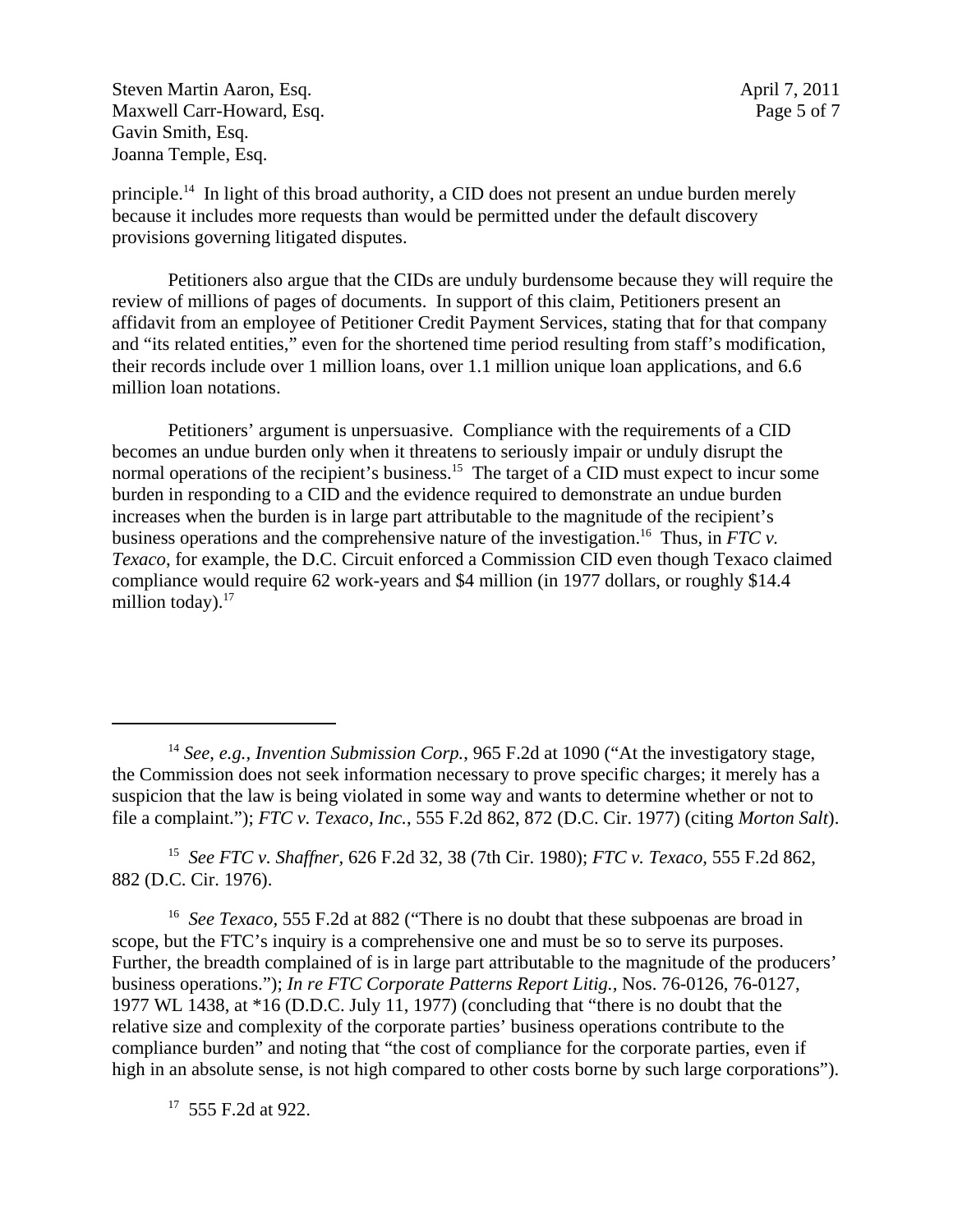principle.[14] In light of this broad authority, a CID does not present an undue burden merely because it includes more requests than would be permitted under the default discovery provisions governing litigated disputes.

Petitioners also argue that the CIDs are unduly burdensome because they will require the review of millions of pages of documents. In support of this claim, Petitioners present an affidavit from an employee of Petitioner Credit Payment Services, stating that for that company and "its related entities," even for the shortened time period resulting from staff's modification, their records include over 1 million loans, over 1.1 million unique loan applications, and 6.6 million loan notations.

Petitioners' argument is unpersuasive. Compliance with the requirements of a CID becomes an undue burden only when it threatens to seriously impair or unduly disrupt the normal operations of the recipient's business.[15] The target of a CID must expect to incur some burden in responding to a CID and the evidence required to demonstrate an undue burden increases when the burden is in large part attributable to the magnitude of the recipient's business operations and the comprehensive nature of the investigation.[16] Thus, in *FTC v. Texaco*, for example, the D.C. Circuit enforced a Commission CID even though Texaco claimed compliance would require 62 work-years and $4 million (in 1977 dollars, or roughly $14.4 million today).[17]

---

[14] *See, e.g.*, *Invention Submission Corp.*, 965 F.2d at 1090 ("At the investigatory stage, the Commission does not seek information necessary to prove specific charges; it merely has a suspicion that the law is being violated in some way and wants to determine whether or not to file a complaint."); *FTC v. Texaco, Inc.*, 555 F.2d 862, 872 (D.C. Cir. 1977) (citing *Morton Salt*).

[15] *See FTC v. Shaffner*, 626 F.2d 32, 38 (7th Cir. 1980); *FTC v. Texaco*, 555 F.2d 862, 882 (D.C. Cir. 1976).

[16] *See Texaco*, 555 F.2d at 882 ("There is no doubt that these subpoenas are broad in scope, but the FTC's inquiry is a comprehensive one and must be so to serve its purposes. Further, the breadth complained of is in large part attributable to the magnitude of the producers' business operations."); *In re FTC Corporate Patterns Report Litig.*, Nos. 76-0126, 76-0127, 1977 WL 1438, at *16 (D.D.C. July 11, 1977) (concluding that "there is no doubt that the relative size and complexity of the corporate parties' business operations contribute to the compliance burden" and noting that "the cost of compliance for the corporate parties, even if high in an absolute sense, is not high compared to other costs borne by such large corporations").

[17] 555 F.2d at 922.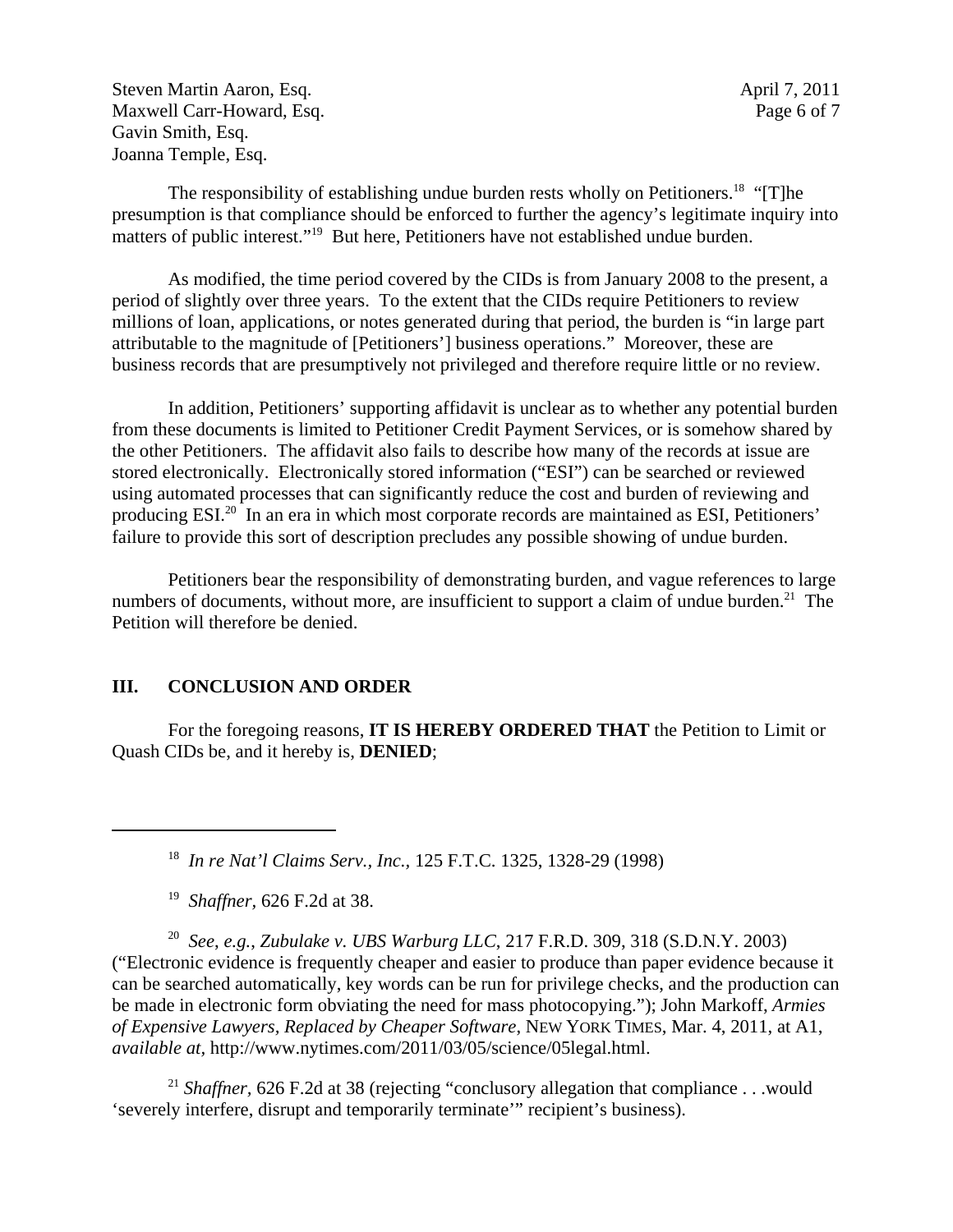The responsibility of establishing undue burden rests wholly on Petitioners.[18] "[T]he presumption is that compliance should be enforced to further the agency's legitimate inquiry into matters of public interest."[19] But here, Petitioners have not established undue burden.

As modified, the time period covered by the CIDs is from January 2008 to the present, a period of slightly over three years. To the extent that the CIDs require Petitioners to review millions of loan, applications, or notes generated during that period, the burden is "in large part attributable to the magnitude of [Petitioners'] business operations." Moreover, these are business records that are presumptively not privileged and therefore require little or no review.

In addition, Petitioners' supporting affidavit is unclear as to whether any potential burden from these documents is limited to Petitioner Credit Payment Services, or is somehow shared by the other Petitioners. The affidavit also fails to describe how many of the records at issue are stored electronically. Electronically stored information ("ESI") can be searched or reviewed using automated processes that can significantly reduce the cost and burden of reviewing and producing ESI.[20] In an era in which most corporate records are maintained as ESI, Petitioners' failure to provide this sort of description precludes any possible showing of undue burden.

Petitioners bear the responsibility of demonstrating burden, and vague references to large numbers of documents, without more, are insufficient to support a claim of undue burden.[21] The Petition will therefore be denied.

## III. CONCLUSION AND ORDER

For the foregoing reasons, **IT IS HEREBY ORDERED THAT** the Petition to Limit or Quash CIDs be, and it hereby is, **DENIED**;

---

[18] *In re Nat'l Claims Serv., Inc.*, 125 F.T.C. 1325, 1328-29 (1998)

[19] *Shaffner*, 626 F.2d at 38.

[20] *See, e.g., Zubulake v. UBS Warburg LLC*, 217 F.R.D. 309, 318 (S.D.N.Y. 2003) ("Electronic evidence is frequently cheaper and easier to produce than paper evidence because it can be searched automatically, key words can be run for privilege checks, and the production can be made in electronic form obviating the need for mass photocopying."); John Markoff, *Armies of Expensive Lawyers, Replaced by Cheaper Software*, NEW YORK TIMES, Mar. 4, 2011, at A1, *available at*, http://www.nytimes.com/2011/03/05/science/05legal.html.

[21] *Shaffner*, 626 F.2d at 38 (rejecting "conclusory allegation that compliance . . .would 'severely interfere, disrupt and temporarily terminate'" recipient's business).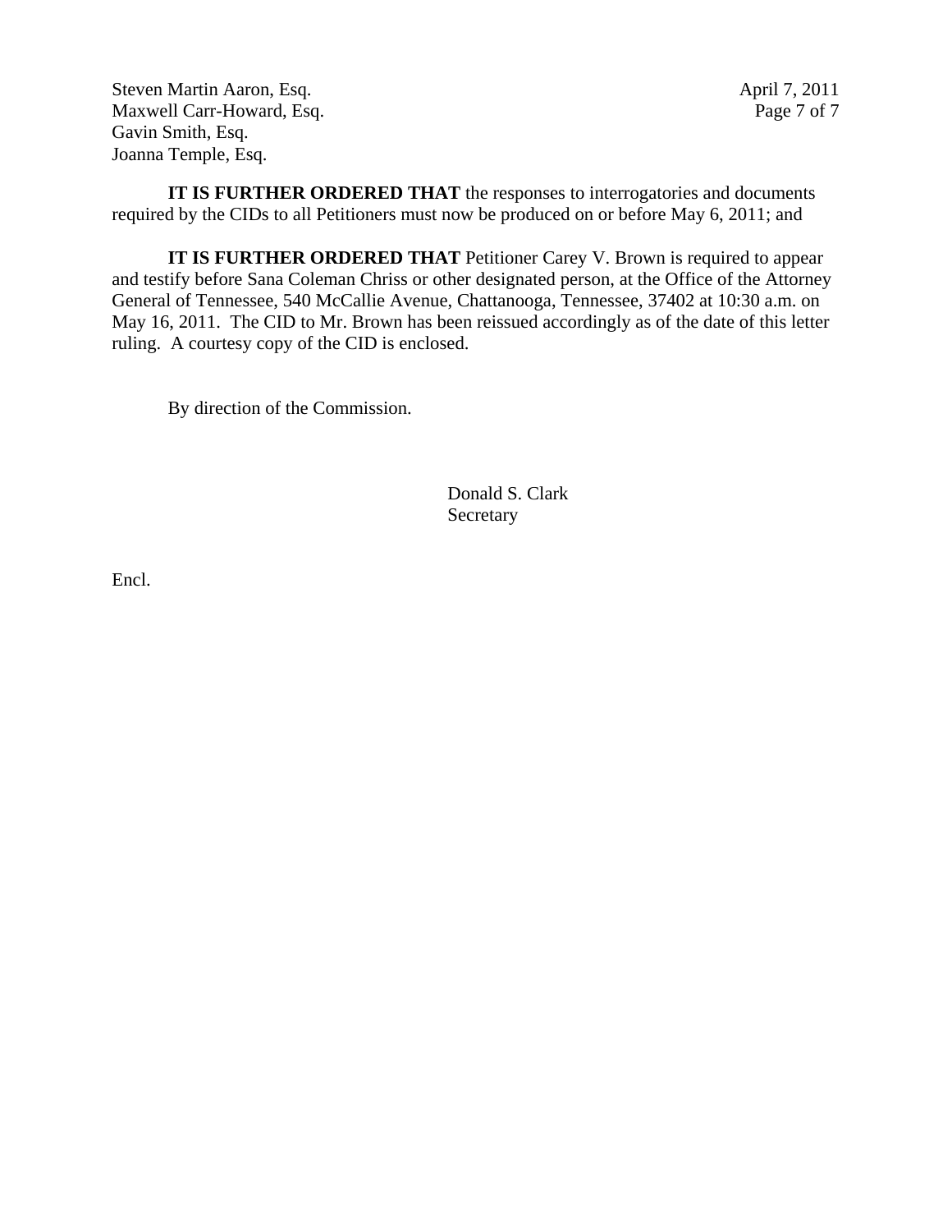**IT IS FURTHER ORDERED THAT** the responses to interrogatories and documents required by the CIDs to all Petitioners must now be produced on or before May 6, 2011; and

**IT IS FURTHER ORDERED THAT** Petitioner Carey V. Brown is required to appear and testify before Sana Coleman Chriss or other designated person, at the Office of the Attorney General of Tennessee, 540 McCallie Avenue, Chattanooga, Tennessee, 37402 at 10:30 a.m. on May 16, 2011. The CID to Mr. Brown has been reissued accordingly as of the date of this letter ruling. A courtesy copy of the CID is enclosed.

By direction of the Commission.

Donald S. Clark
Secretary

Encl.